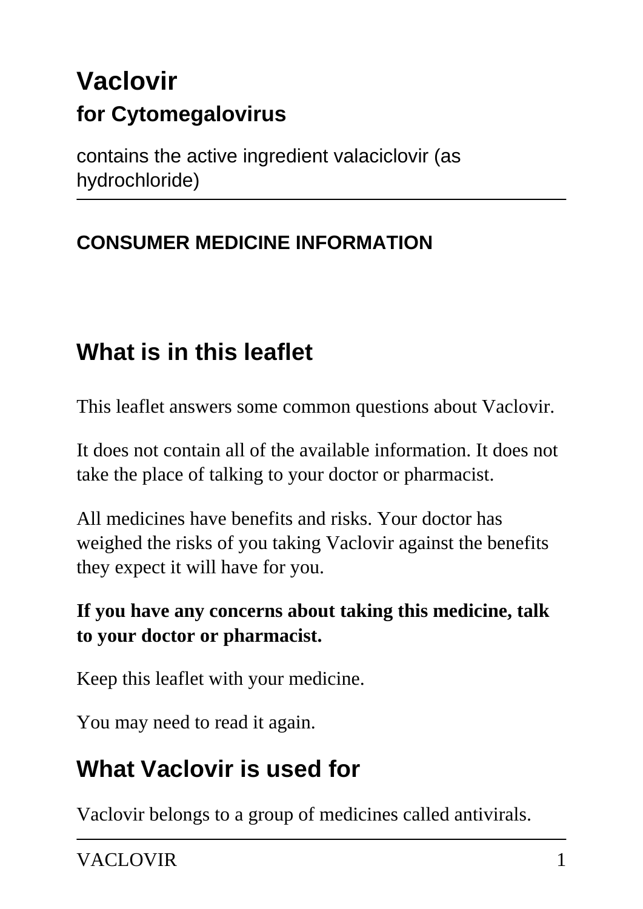# Vaclovir

## for Cytomegalovirus

contains the active ingredient valaciclovir (as hydrochloride)

**CONSUMER MEDICINE INFORMATION**

## What is in this leaflet

This leaflet answers some common questions about Vaclovir.

It does not contain all of the available information. It does not take the place of talking to your doctor or pharmacist.

All medicines have benefits and risks. Your doctor has weighed the risks of you taking Vaclovir against the benefits they expect it will have for you.

**If you have any concerns about taking this medicine, talk to your doctor or pharmacist.**

Keep this leaflet with your medicine.

You may need to read it again.

## What Vaclovir is used for

Vaclovir belongs to a group of medicines called antivirals.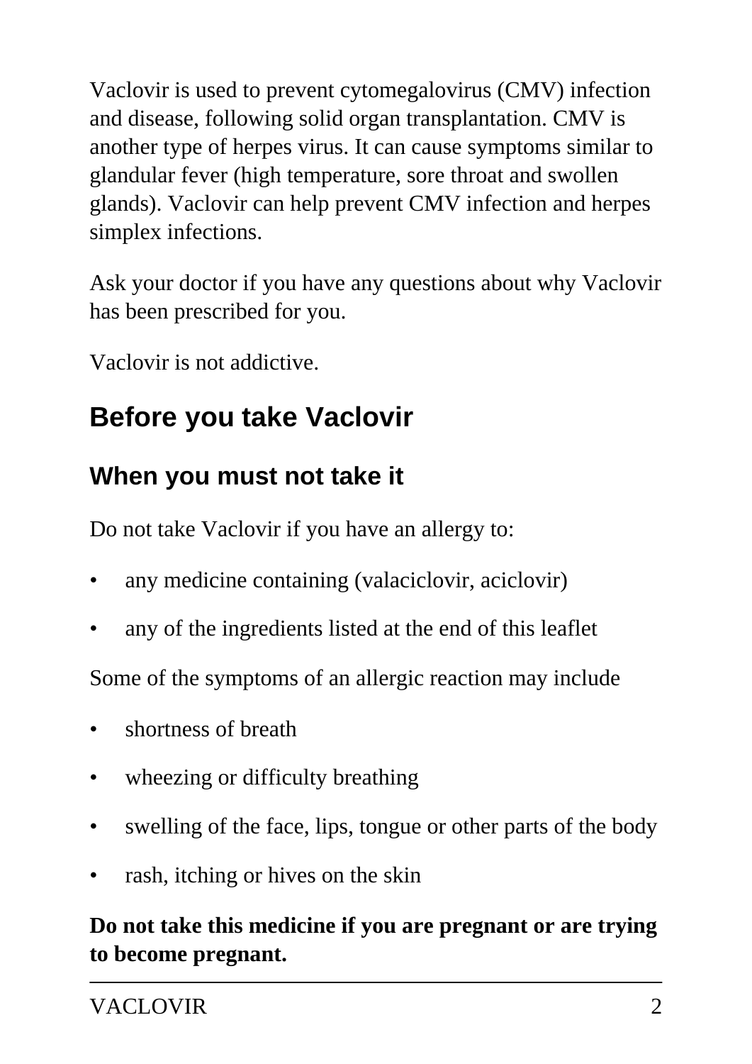Vaclovir is used to prevent cytomegalovirus (CMV) infection and disease, following solid organ transplantation. CMV is another type of herpes virus. It can cause symptoms similar to glandular fever (high temperature, sore throat and swollen glands). Vaclovir can help prevent CMV infection and herpes simplex infections.

Ask your doctor if you have any questions about why Vaclovir has been prescribed for you.

Vaclovir is not addictive.

## Before you take Vaclovir

### When you must not take it

Do not take Vaclovir if you have an allergy to:

- any medicine containing (valaciclovir, aciclovir)
- any of the ingredients listed at the end of this leaflet

Some of the symptoms of an allergic reaction may include

- shortness of breath
- wheezing or difficulty breathing
- swelling of the face, lips, tongue or other parts of the body
- rash, itching or hives on the skin

**Do not take this medicine if you are pregnant or are trying to become pregnant.**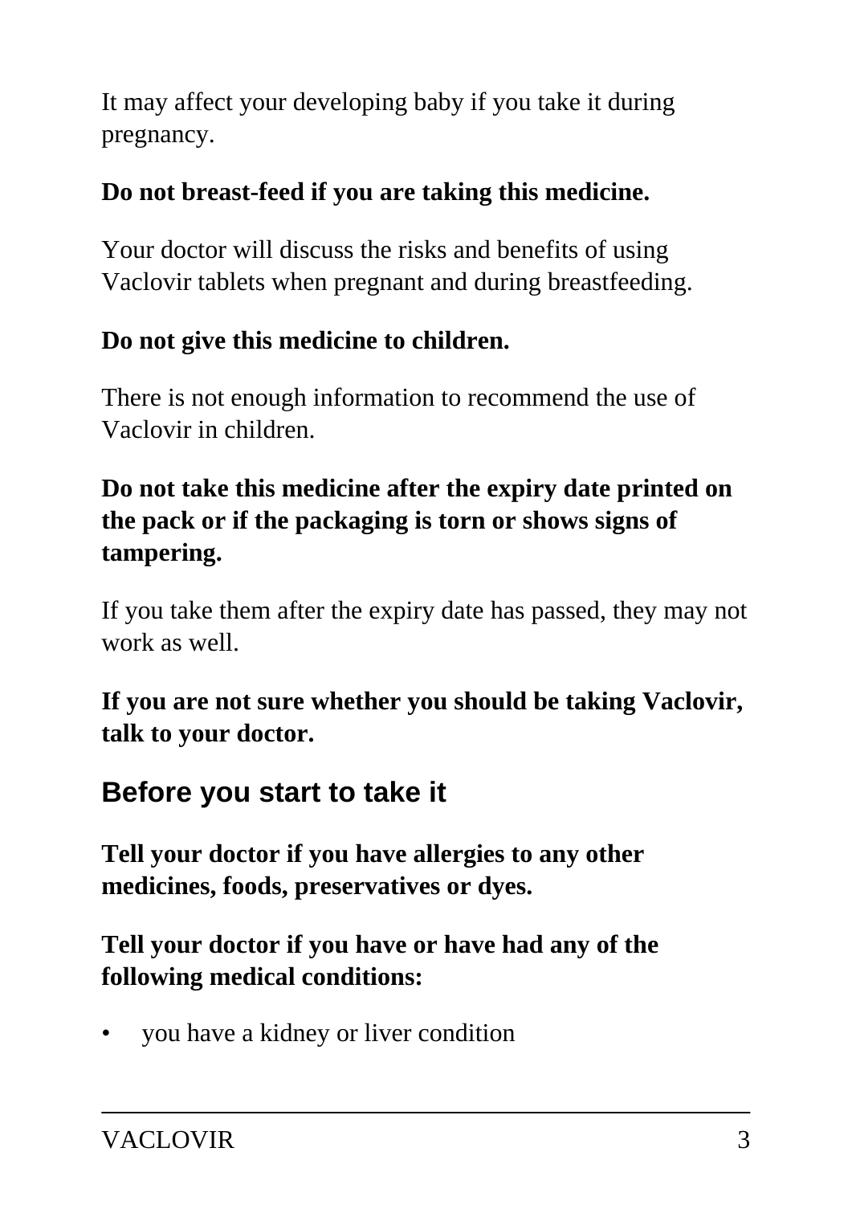It may affect your developing baby if you take it during pregnancy.

**Do not breast-feed if you are taking this medicine.**

Your doctor will discuss the risks and benefits of using Vaclovir tablets when pregnant and during breastfeeding.

**Do not give this medicine to children.**

There is not enough information to recommend the use of Vaclovir in children.

**Do not take this medicine after the expiry date printed on the pack or if the packaging is torn or shows signs of tampering.**

If you take them after the expiry date has passed, they may not work as well.

**If you are not sure whether you should be taking Vaclovir, talk to your doctor.**

## Before you start to take it

**Tell your doctor if you have allergies to any other medicines, foods, preservatives or dyes.**

**Tell your doctor if you have or have had any of the following medical conditions:**

- you have a kidney or liver condition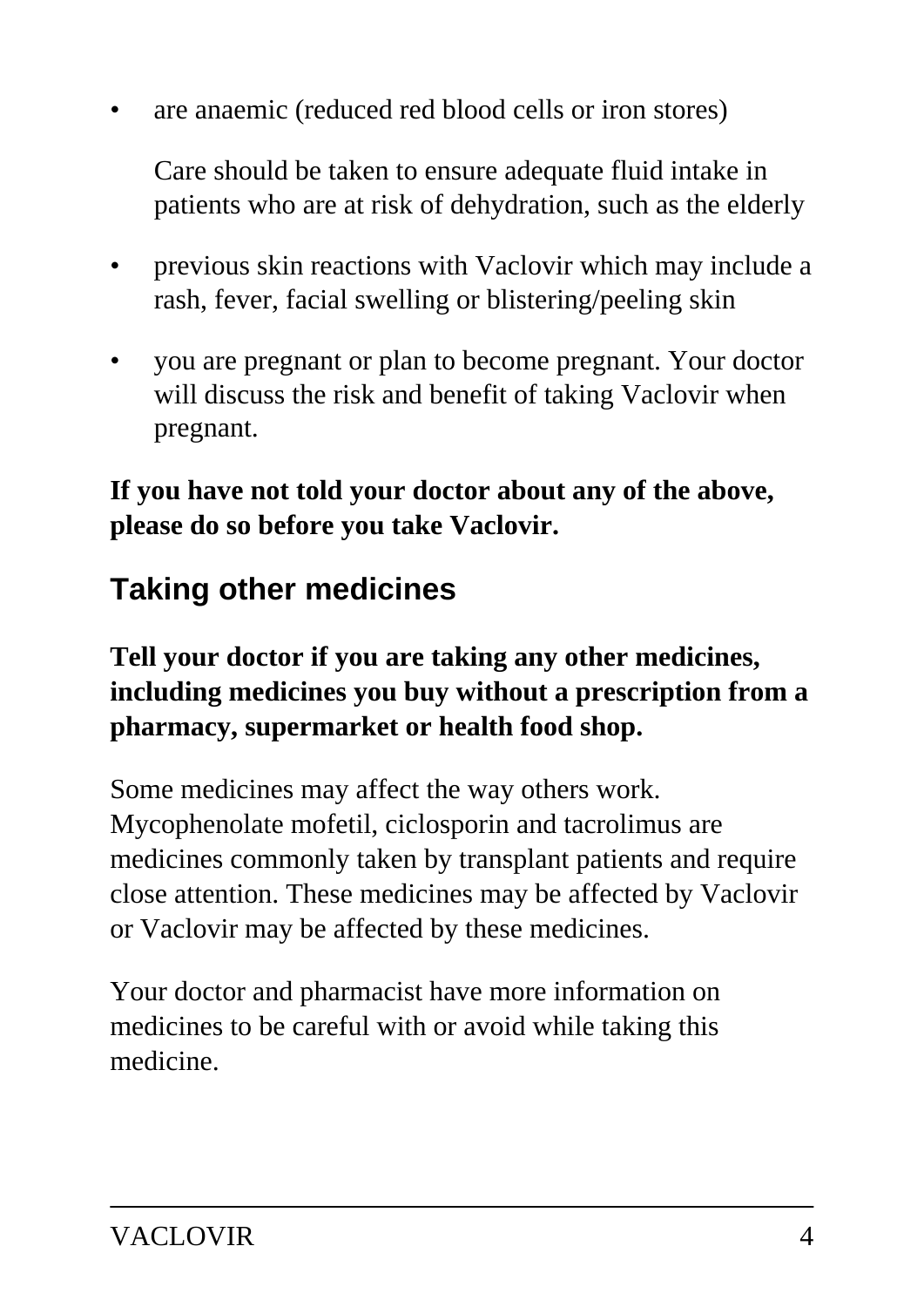- are anaemic (reduced red blood cells or iron stores)

  Care should be taken to ensure adequate fluid intake in patients who are at risk of dehydration, such as the elderly

- previous skin reactions with Vaclovir which may include a rash, fever, facial swelling or blistering/peeling skin
- you are pregnant or plan to become pregnant. Your doctor will discuss the risk and benefit of taking Vaclovir when pregnant.

**If you have not told your doctor about any of the above, please do so before you take Vaclovir.**

## Taking other medicines

**Tell your doctor if you are taking any other medicines, including medicines you buy without a prescription from a pharmacy, supermarket or health food shop.**

Some medicines may affect the way others work. Mycophenolate mofetil, ciclosporin and tacrolimus are medicines commonly taken by transplant patients and require close attention. These medicines may be affected by Vaclovir or Vaclovir may be affected by these medicines.

Your doctor and pharmacist have more information on medicines to be careful with or avoid while taking this medicine.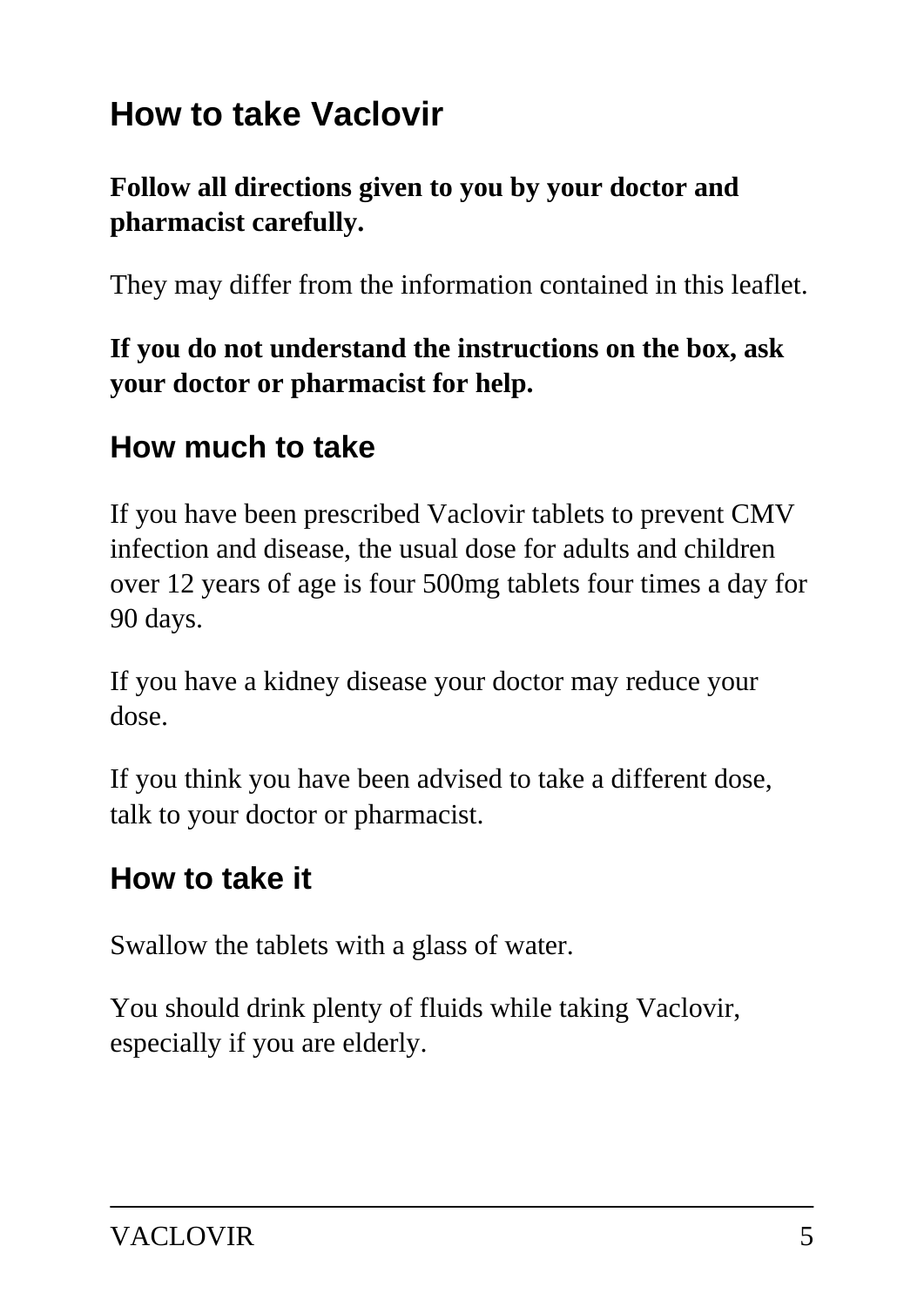# How to take Vaclovir

**Follow all directions given to you by your doctor and pharmacist carefully.**

They may differ from the information contained in this leaflet.

**If you do not understand the instructions on the box, ask your doctor or pharmacist for help.**

## How much to take

If you have been prescribed Vaclovir tablets to prevent CMV infection and disease, the usual dose for adults and children over 12 years of age is four 500mg tablets four times a day for 90 days.

If you have a kidney disease your doctor may reduce your dose.

If you think you have been advised to take a different dose, talk to your doctor or pharmacist.

## How to take it

Swallow the tablets with a glass of water.

You should drink plenty of fluids while taking Vaclovir, especially if you are elderly.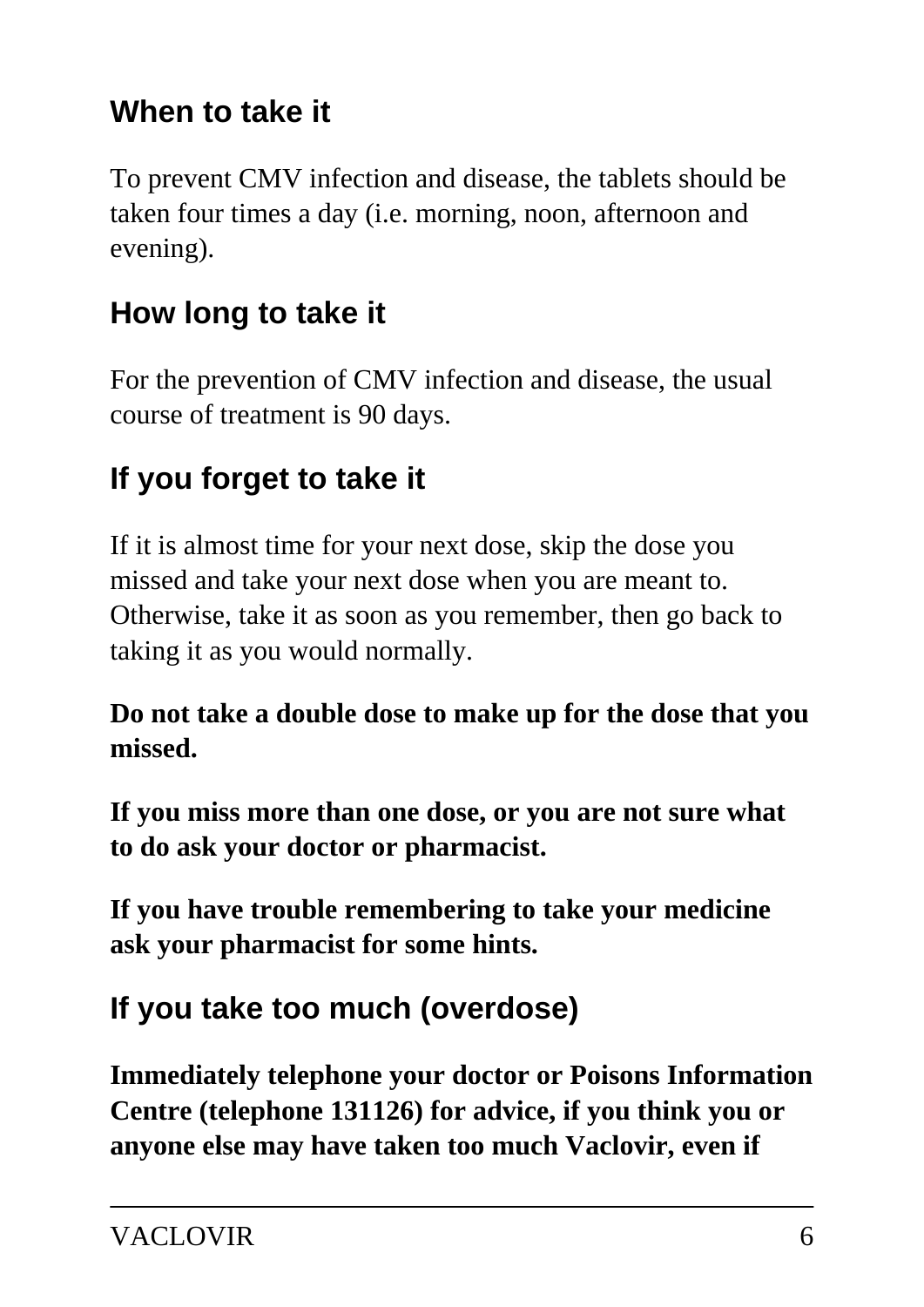## When to take it

To prevent CMV infection and disease, the tablets should be taken four times a day (i.e. morning, noon, afternoon and evening).

## How long to take it

For the prevention of CMV infection and disease, the usual course of treatment is 90 days.

## If you forget to take it

If it is almost time for your next dose, skip the dose you missed and take your next dose when you are meant to. Otherwise, take it as soon as you remember, then go back to taking it as you would normally.

**Do not take a double dose to make up for the dose that you missed.**

**If you miss more than one dose, or you are not sure what to do ask your doctor or pharmacist.**

**If you have trouble remembering to take your medicine ask your pharmacist for some hints.**

## If you take too much (overdose)

**Immediately telephone your doctor or Poisons Information Centre (telephone 131126) for advice, if you think you or anyone else may have taken too much Vaclovir, even if**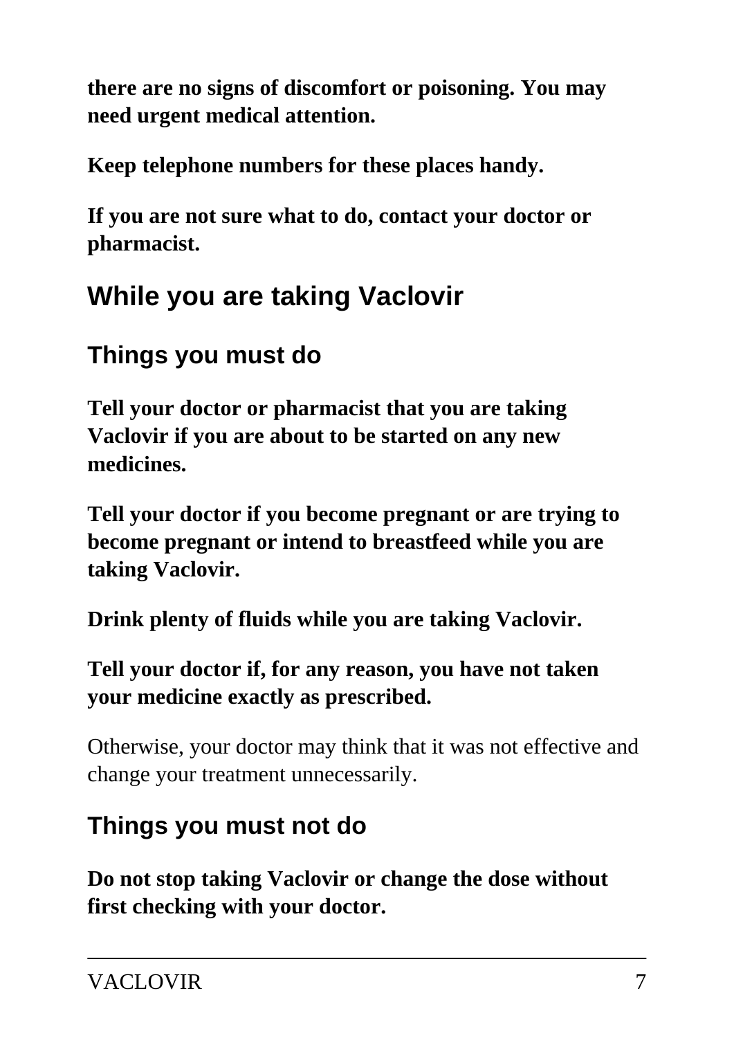**there are no signs of discomfort or poisoning. You may need urgent medical attention.**

**Keep telephone numbers for these places handy.**

**If you are not sure what to do, contact your doctor or pharmacist.**

## While you are taking Vaclovir

### Things you must do

**Tell your doctor or pharmacist that you are taking Vaclovir if you are about to be started on any new medicines.**

**Tell your doctor if you become pregnant or are trying to become pregnant or intend to breastfeed while you are taking Vaclovir.**

**Drink plenty of fluids while you are taking Vaclovir.**

**Tell your doctor if, for any reason, you have not taken your medicine exactly as prescribed.**

Otherwise, your doctor may think that it was not effective and change your treatment unnecessarily.

### Things you must not do

**Do not stop taking Vaclovir or change the dose without first checking with your doctor.**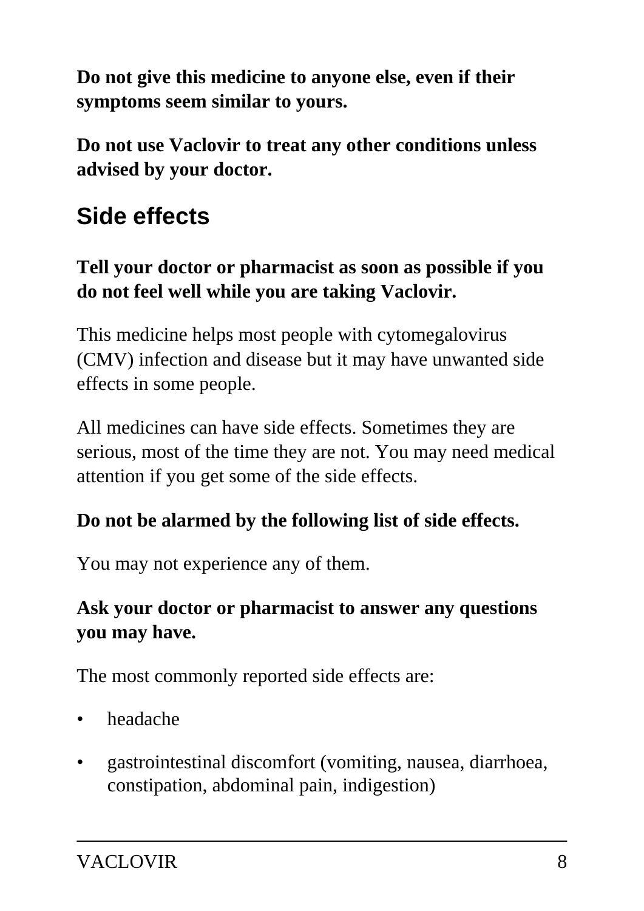**Do not give this medicine to anyone else, even if their symptoms seem similar to yours.**

**Do not use Vaclovir to treat any other conditions unless advised by your doctor.**

## Side effects

**Tell your doctor or pharmacist as soon as possible if you do not feel well while you are taking Vaclovir.**

This medicine helps most people with cytomegalovirus (CMV) infection and disease but it may have unwanted side effects in some people.

All medicines can have side effects. Sometimes they are serious, most of the time they are not. You may need medical attention if you get some of the side effects.

**Do not be alarmed by the following list of side effects.**

You may not experience any of them.

**Ask your doctor or pharmacist to answer any questions you may have.**

The most commonly reported side effects are:

- headache
- gastrointestinal discomfort (vomiting, nausea, diarrhoea, constipation, abdominal pain, indigestion)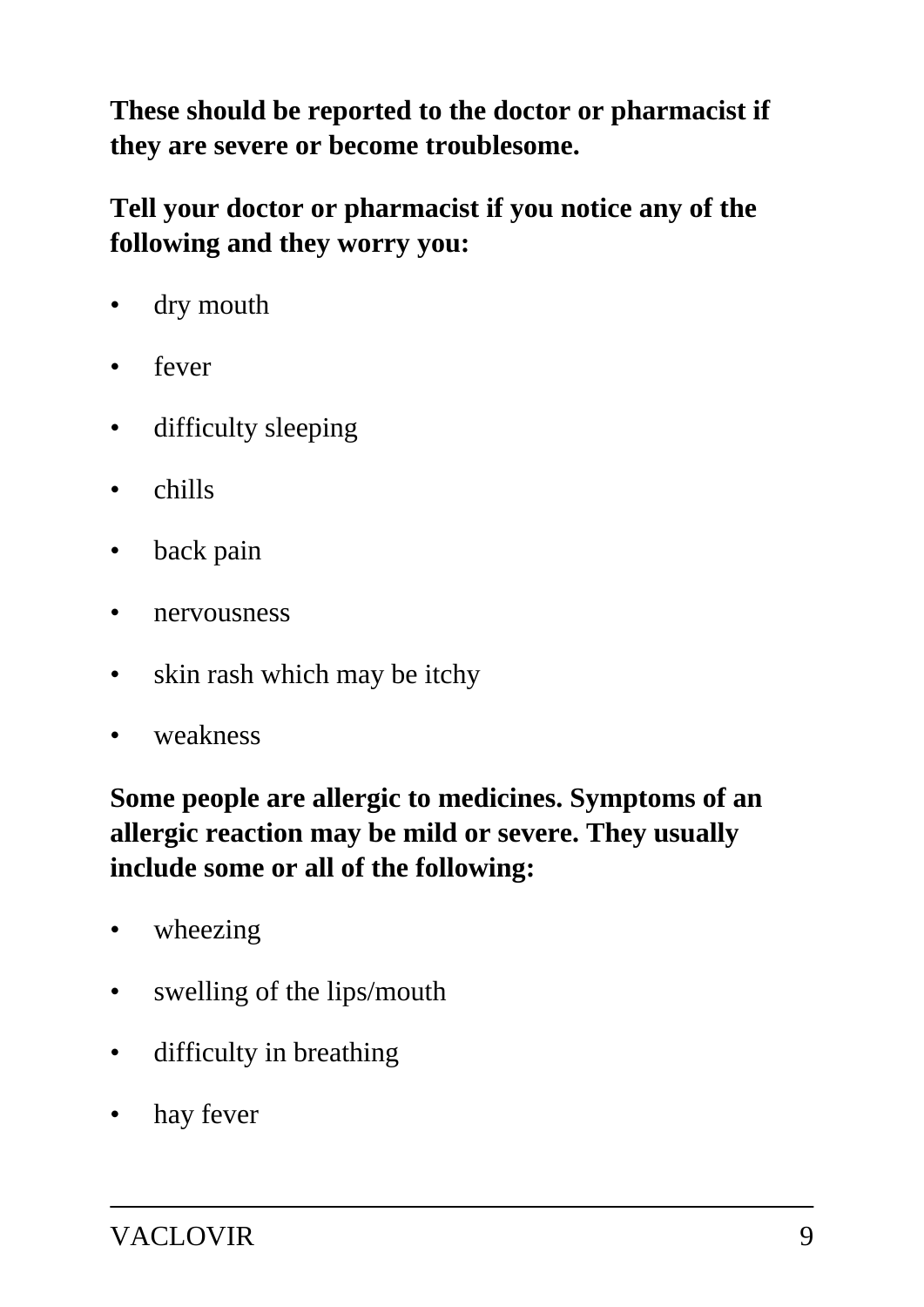**These should be reported to the doctor or pharmacist if they are severe or become troublesome.**

**Tell your doctor or pharmacist if you notice any of the following and they worry you:**

- dry mouth
- fever
- difficulty sleeping
- chills
- back pain
- nervousness
- skin rash which may be itchy
- weakness

**Some people are allergic to medicines. Symptoms of an allergic reaction may be mild or severe. They usually include some or all of the following:**

- wheezing
- swelling of the lips/mouth
- difficulty in breathing
- hay fever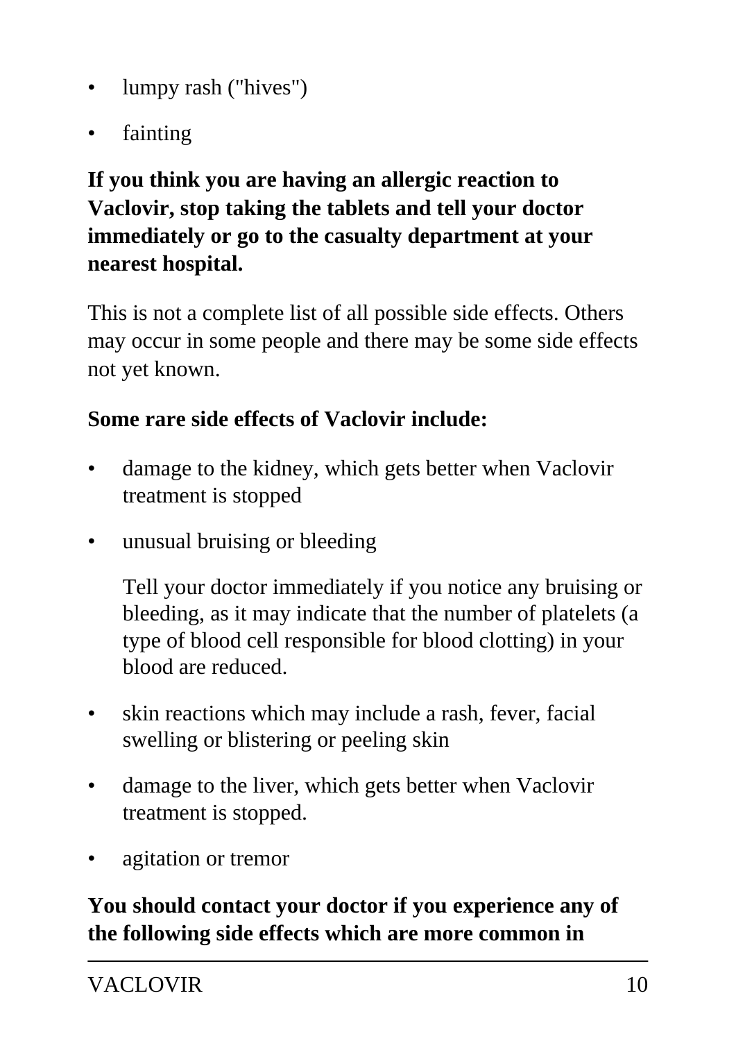- lumpy rash ("hives")
- fainting

**If you think you are having an allergic reaction to Vaclovir, stop taking the tablets and tell your doctor immediately or go to the casualty department at your nearest hospital.**

This is not a complete list of all possible side effects. Others may occur in some people and there may be some side effects not yet known.

**Some rare side effects of Vaclovir include:**

- damage to the kidney, which gets better when Vaclovir treatment is stopped
- unusual bruising or bleeding

  Tell your doctor immediately if you notice any bruising or bleeding, as it may indicate that the number of platelets (a type of blood cell responsible for blood clotting) in your blood are reduced.

- skin reactions which may include a rash, fever, facial swelling or blistering or peeling skin
- damage to the liver, which gets better when Vaclovir treatment is stopped.
- agitation or tremor

**You should contact your doctor if you experience any of the following side effects which are more common in**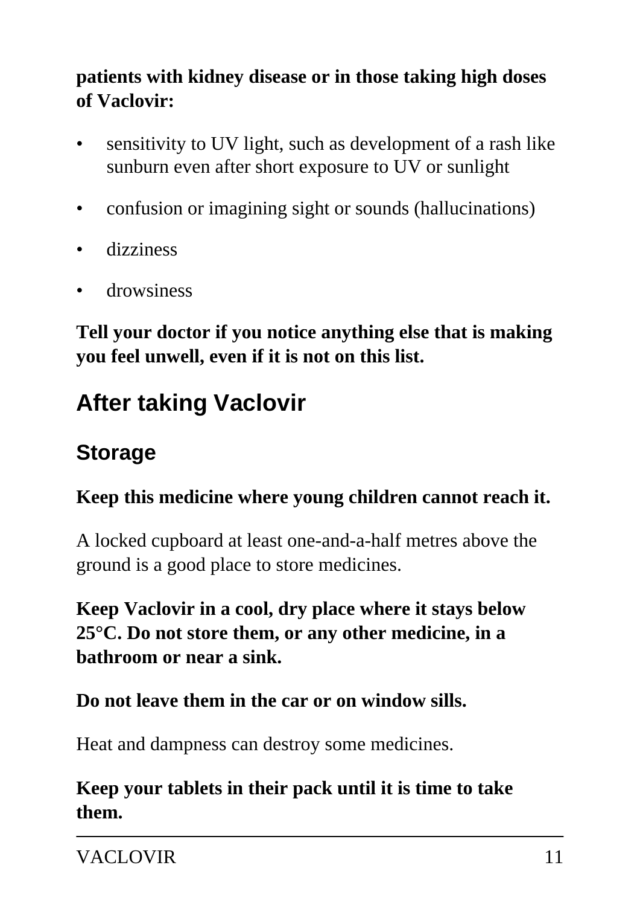**patients with kidney disease or in those taking high doses of Vaclovir:**

- sensitivity to UV light, such as development of a rash like sunburn even after short exposure to UV or sunlight
- confusion or imagining sight or sounds (hallucinations)
- dizziness
- drowsiness

**Tell your doctor if you notice anything else that is making you feel unwell, even if it is not on this list.**

## After taking Vaclovir

### Storage

**Keep this medicine where young children cannot reach it.**

A locked cupboard at least one-and-a-half metres above the ground is a good place to store medicines.

**Keep Vaclovir in a cool, dry place where it stays below 25°C. Do not store them, or any other medicine, in a bathroom or near a sink.**

**Do not leave them in the car or on window sills.**

Heat and dampness can destroy some medicines.

**Keep your tablets in their pack until it is time to take them.**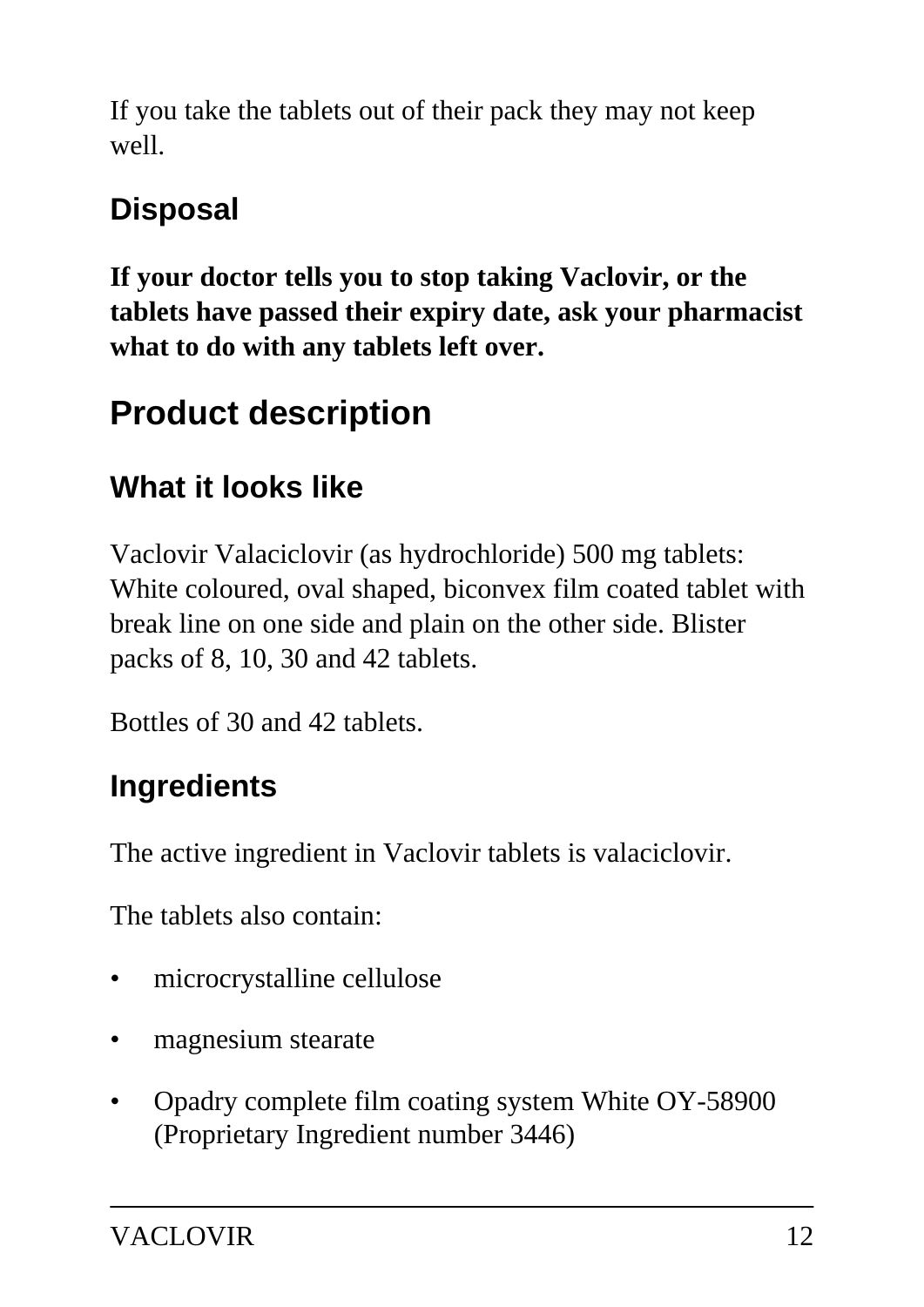If you take the tablets out of their pack they may not keep well.

### Disposal

**If your doctor tells you to stop taking Vaclovir, or the tablets have passed their expiry date, ask your pharmacist what to do with any tablets left over.**

## Product description

### What it looks like

Vaclovir Valaciclovir (as hydrochloride) 500 mg tablets: White coloured, oval shaped, biconvex film coated tablet with break line on one side and plain on the other side. Blister packs of 8, 10, 30 and 42 tablets.

Bottles of 30 and 42 tablets.

### Ingredients

The active ingredient in Vaclovir tablets is valaciclovir.

The tablets also contain:

- microcrystalline cellulose
- magnesium stearate
- Opadry complete film coating system White OY-58900 (Proprietary Ingredient number 3446)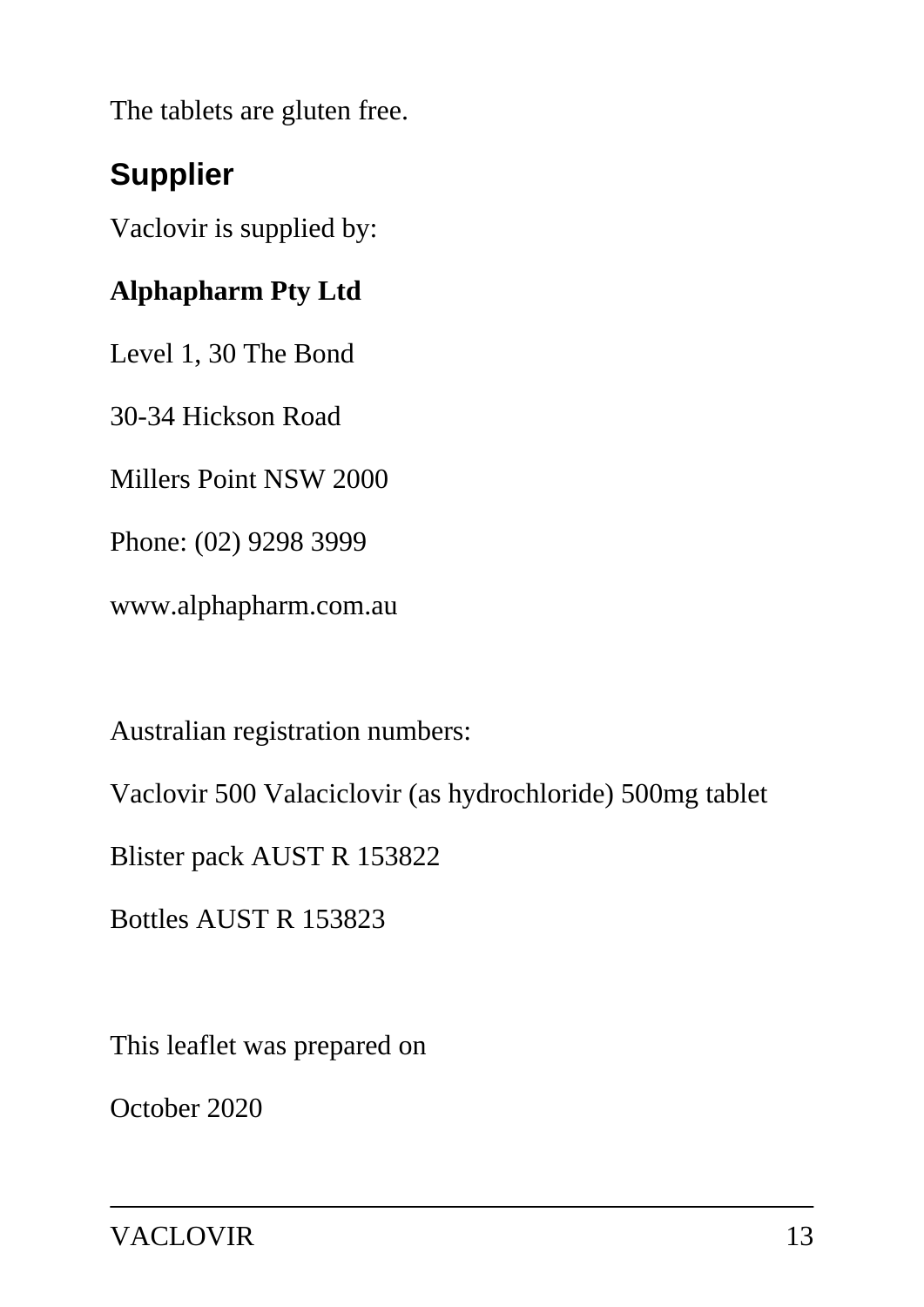The tablets are gluten free.

## Supplier

Vaclovir is supplied by:

**Alphapharm Pty Ltd**

Level 1, 30 The Bond

30-34 Hickson Road

Millers Point NSW 2000

Phone: (02) 9298 3999

www.alphapharm.com.au

Australian registration numbers:

Vaclovir 500 Valaciclovir (as hydrochloride) 500mg tablet

Blister pack AUST R 153822

Bottles AUST R 153823

This leaflet was prepared on

October 2020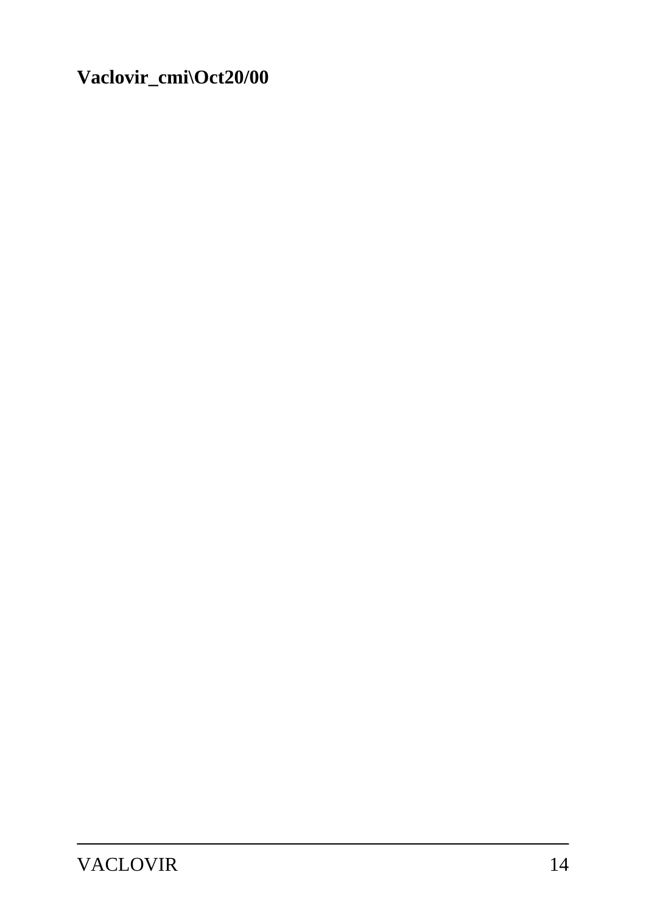**Vaclovir_cmi\Oct20/00**